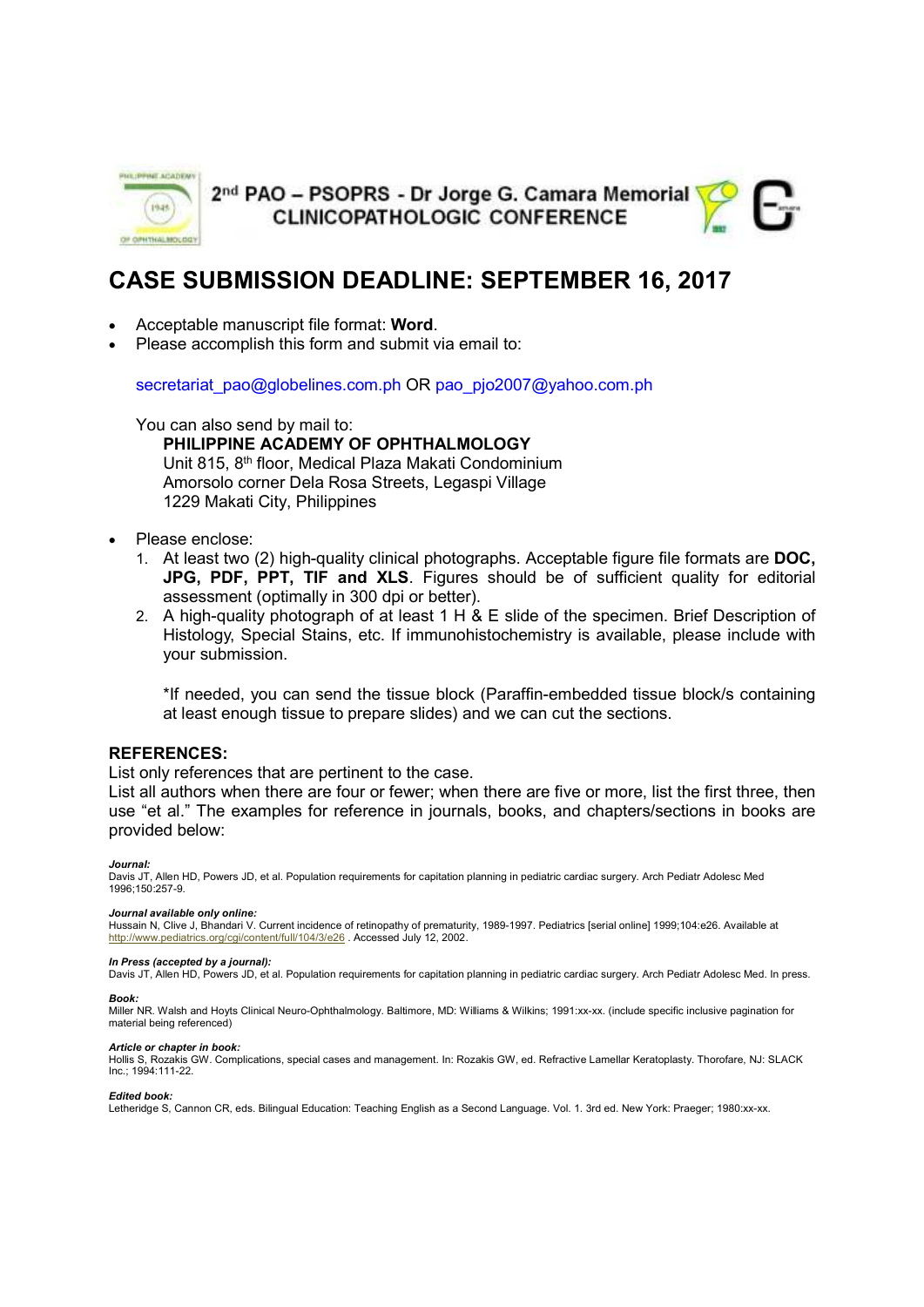# 2nd PAO – PSOPRS - Dr Jorge G. Camara Memorial CLINICOPATHOLOGIC CONFERENCE

## CASE SUBMISSION DEADLINE: SEPTEMBER 16, 2017

- Acceptable manuscript file format: **Word**.
- Please accomplish this form and submit via email to:

  secretariat_pao@globelines.com.ph OR pao_pjo2007@yahoo.com.ph

  You can also send by mail to:
  **PHILIPPINE ACADEMY OF OPHTHALMOLOGY**
  Unit 815, 8th floor, Medical Plaza Makati Condominium
  Amorsolo corner Dela Rosa Streets, Legaspi Village
  1229 Makati City, Philippines

- Please enclose:
  1. At least two (2) high-quality clinical photographs. Acceptable figure file formats are **DOC, JPG, PDF, PPT, TIF and XLS**. Figures should be of sufficient quality for editorial assessment (optimally in 300 dpi or better).
  2. A high-quality photograph of at least 1 H & E slide of the specimen. Brief Description of Histology, Special Stains, etc. If immunohistochemistry is available, please include with your submission.

  *If needed, you can send the tissue block (Paraffin-embedded tissue block/s containing at least enough tissue to prepare slides) and we can cut the sections.

### REFERENCES:

List only references that are pertinent to the case.
List all authors when there are four or fewer; when there are five or more, list the first three, then use "et al." The examples for reference in journals, books, and chapters/sections in books are provided below:

***Journal:***
Davis JT, Allen HD, Powers JD, et al. Population requirements for capitation planning in pediatric cardiac surgery. Arch Pediatr Adolesc Med 1996;150:257-9.

***Journal available only online:***
Hussain N, Clive J, Bhandari V. Current incidence of retinopathy of prematurity, 1989-1997. Pediatrics [serial online] 1999;104:e26. Available at http://www.pediatrics.org/cgi/content/full/104/3/e26 . Accessed July 12, 2002.

***In Press (accepted by a journal):***
Davis JT, Allen HD, Powers JD, et al. Population requirements for capitation planning in pediatric cardiac surgery. Arch Pediatr Adolesc Med. In press.

***Book:***
Miller NR. Walsh and Hoyts Clinical Neuro-Ophthalmology. Baltimore, MD: Williams & Wilkins; 1991:xx-xx. (include specific inclusive pagination for material being referenced)

***Article or chapter in book:***
Hollis S, Rozakis GW. Complications, special cases and management. In: Rozakis GW, ed. Refractive Lamellar Keratoplasty. Thorofare, NJ: SLACK Inc.; 1994:111-22.

***Edited book:***
Letheridge S, Cannon CR, eds. Bilingual Education: Teaching English as a Second Language. Vol. 1. 3rd ed. New York: Praeger; 1980:xx-xx.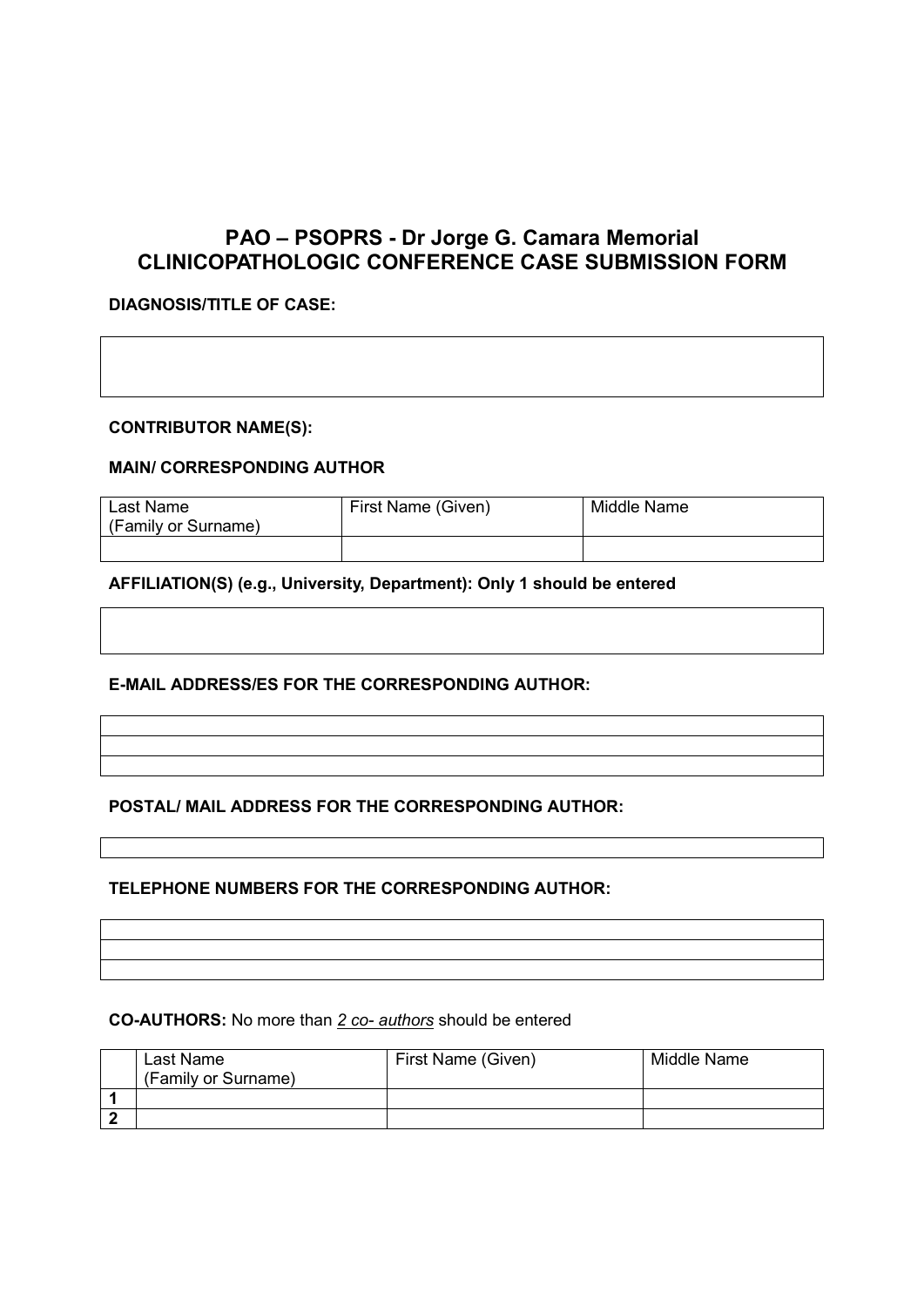# PAO – PSOPRS - Dr Jorge G. Camara Memorial CLINICOPATHOLOGIC CONFERENCE CASE SUBMISSION FORM

**DIAGNOSIS/TITLE OF CASE:**

| |
|---|
| |

**CONTRIBUTOR NAME(S):**

**MAIN/ CORRESPONDING AUTHOR**

| Last Name (Family or Surname) | First Name (Given) | Middle Name |
|---|---|---|
| | | |

**AFFILIATION(S) (e.g., University, Department): Only 1 should be entered**

| |
|---|
| |

**E-MAIL ADDRESS/ES FOR THE CORRESPONDING AUTHOR:**

| |
|---|
| |
| |
| |

**POSTAL/ MAIL ADDRESS FOR THE CORRESPONDING AUTHOR:**

| |
|---|
| |

**TELEPHONE NUMBERS FOR THE CORRESPONDING AUTHOR:**

| |
|---|
| |
| |
| |

**CO-AUTHORS:** No more than *2 co- authors* should be entered

| | Last Name (Family or Surname) | First Name (Given) | Middle Name |
|---|---|---|---|
| **1** | | | |
| **2** | | | |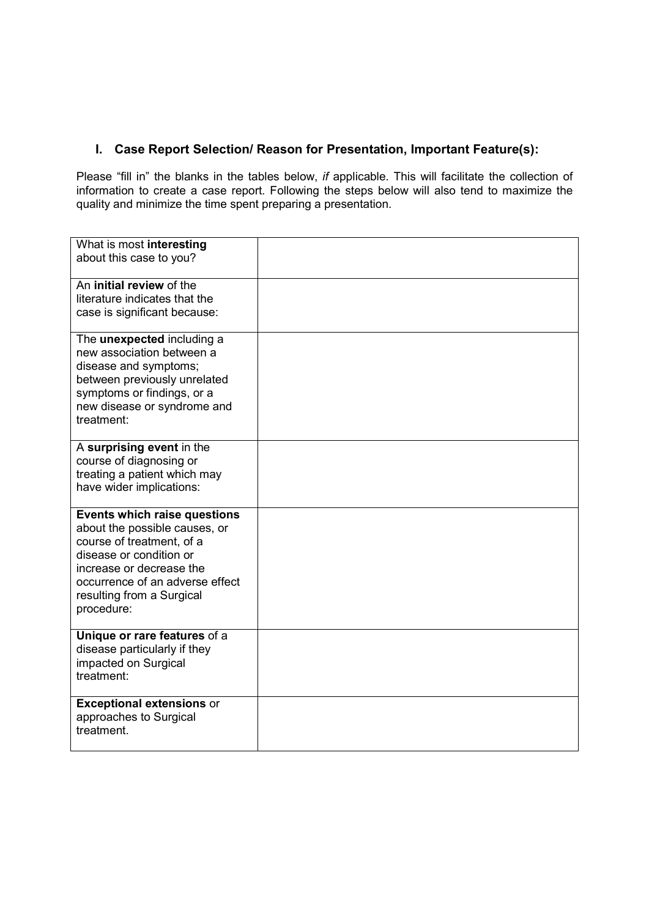## I. Case Report Selection/ Reason for Presentation, Important Feature(s):

Please “fill in” the blanks in the tables below, *if* applicable. This will facilitate the collection of information to create a case report. Following the steps below will also tend to maximize the quality and minimize the time spent preparing a presentation.

| | |
|---|---|
| What is most **interesting** about this case to you? | |
| An **initial review** of the literature indicates that the case is significant because: | |
| The **unexpected** including a new association between a disease and symptoms; between previously unrelated symptoms or findings, or a new disease or syndrome and treatment: | |
| A **surprising event** in the course of diagnosing or treating a patient which may have wider implications: | |
| **Events which raise questions** about the possible causes, or course of treatment, of a disease or condition or increase or decrease the occurrence of an adverse effect resulting from a Surgical procedure: | |
| **Unique or rare features** of a disease particularly if they impacted on Surgical treatment: | |
| **Exceptional extensions** or approaches to Surgical treatment. | |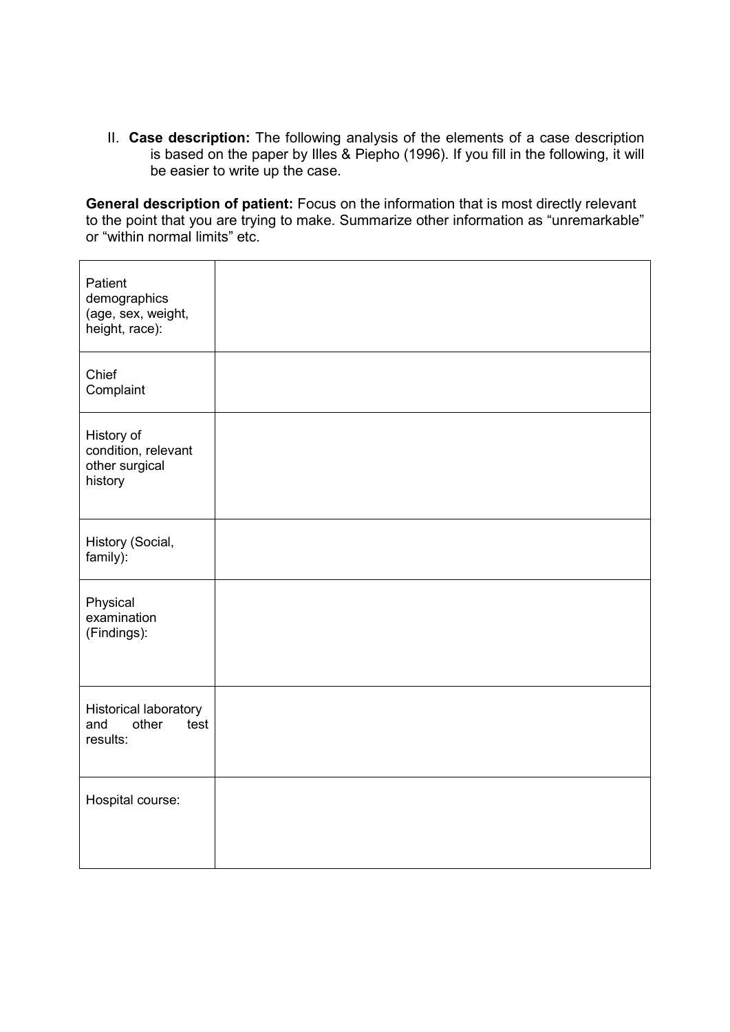II. **Case description:** The following analysis of the elements of a case description is based on the paper by Illes & Piepho (1996). If you fill in the following, it will be easier to write up the case.

**General description of patient:** Focus on the information that is most directly relevant to the point that you are trying to make. Summarize other information as "unremarkable" or "within normal limits" etc.

| | |
|---|---|
| Patient demographics (age, sex, weight, height, race): | |
| Chief Complaint | |
| History of condition, relevant other surgical history | |
| History (Social, family): | |
| Physical examination (Findings): | |
| Historical laboratory and other test results: | |
| Hospital course: | |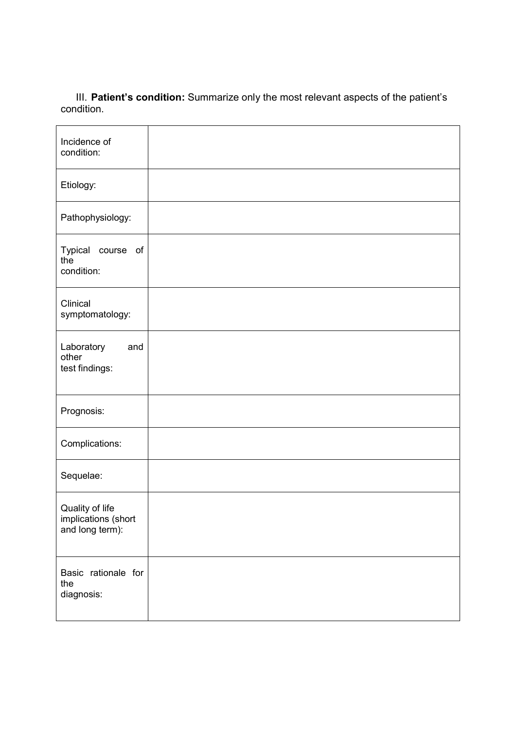III. **Patient's condition:** Summarize only the most relevant aspects of the patient's condition.

| | |
|---|---|
| Incidence of condition: | |
| Etiology: | |
| Pathophysiology: | |
| Typical course of the condition: | |
| Clinical symptomatology: | |
| Laboratory and other test findings: | |
| Prognosis: | |
| Complications: | |
| Sequelae: | |
| Quality of life implications (short and long term): | |
| Basic rationale for the diagnosis: | |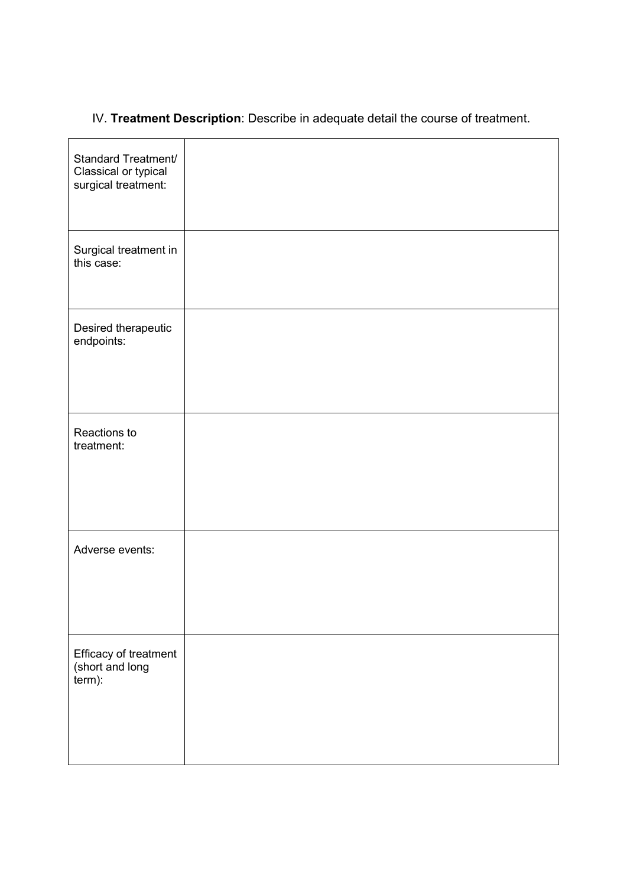IV. **Treatment Description**: Describe in adequate detail the course of treatment.

| | |
|---|---|
| Standard Treatment/ Classical or typical surgical treatment: | |
| Surgical treatment in this case: | |
| Desired therapeutic endpoints: | |
| Reactions to treatment: | |
| Adverse events: | |
| Efficacy of treatment (short and long term): | |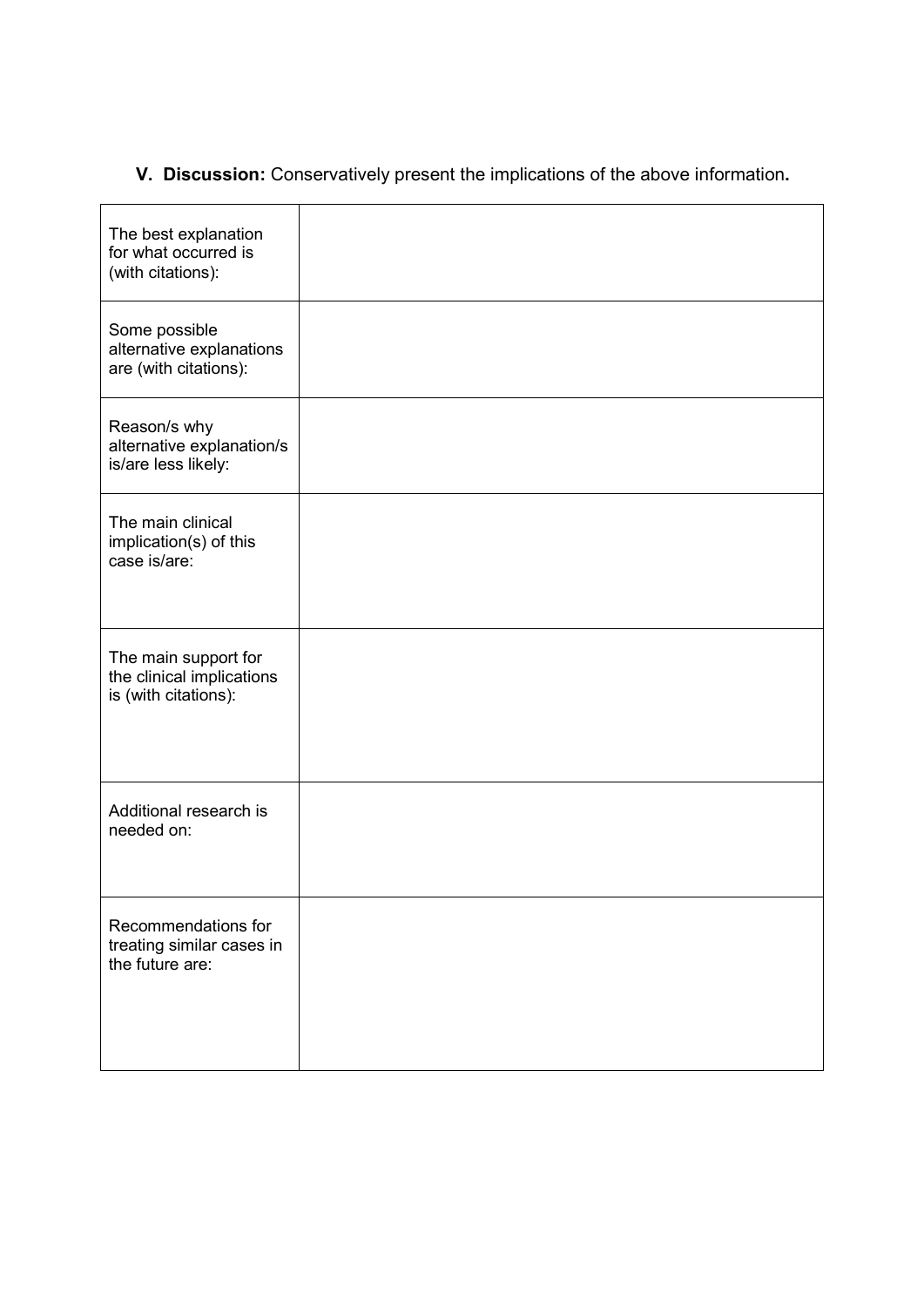**V. Discussion:** Conservatively present the implications of the above information**.**

| | |
|---|---|
| The best explanation for what occurred is (with citations): | |
| Some possible alternative explanations are (with citations): | |
| Reason/s why alternative explanation/s is/are less likely: | |
| The main clinical implication(s) of this case is/are: | |
| The main support for the clinical implications is (with citations): | |
| Additional research is needed on: | |
| Recommendations for treating similar cases in the future are: | |